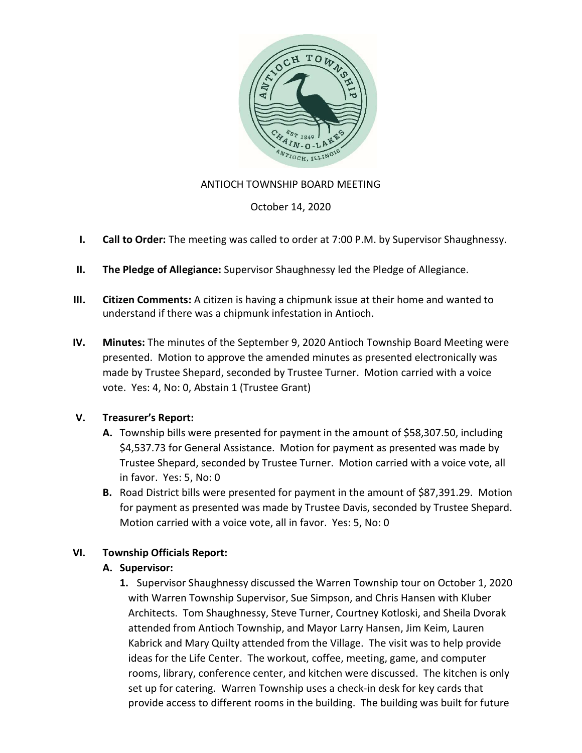ANTIOCH TOWNSHIP BOARD MEETING

October 14, 2020

I. **Call to Order:** The meeting was called to order at 7:00 P.M. by Supervisor Shaughnessy.

II. **The Pledge of Allegiance:** Supervisor Shaughnessy led the Pledge of Allegiance.

III. **Citizen Comments:** A citizen is having a chipmunk issue at their home and wanted to understand if there was a chipmunk infestation in Antioch.

IV. **Minutes:** The minutes of the September 9, 2020 Antioch Township Board Meeting were presented. Motion to approve the amended minutes as presented electronically was made by Trustee Shepard, seconded by Trustee Turner. Motion carried with a voice vote. Yes: 4, No: 0, Abstain 1 (Trustee Grant)

V. **Treasurer's Report:**

   A. Township bills were presented for payment in the amount of $58,307.50, including $4,537.73 for General Assistance. Motion for payment as presented was made by Trustee Shepard, seconded by Trustee Turner. Motion carried with a voice vote, all in favor. Yes: 5, No: 0

   B. Road District bills were presented for payment in the amount of $87,391.29. Motion for payment as presented was made by Trustee Davis, seconded by Trustee Shepard. Motion carried with a voice vote, all in favor. Yes: 5, No: 0

VI. **Township Officials Report:**

   A. **Supervisor:**

      1. Supervisor Shaughnessy discussed the Warren Township tour on October 1, 2020 with Warren Township Supervisor, Sue Simpson, and Chris Hansen with Kluber Architects. Tom Shaughnessy, Steve Turner, Courtney Kotloski, and Sheila Dvorak attended from Antioch Township, and Mayor Larry Hansen, Jim Keim, Lauren Kabrick and Mary Quilty attended from the Village. The visit was to help provide ideas for the Life Center. The workout, coffee, meeting, game, and computer rooms, library, conference center, and kitchen were discussed. The kitchen is only set up for catering. Warren Township uses a check-in desk for key cards that provide access to different rooms in the building. The building was built for future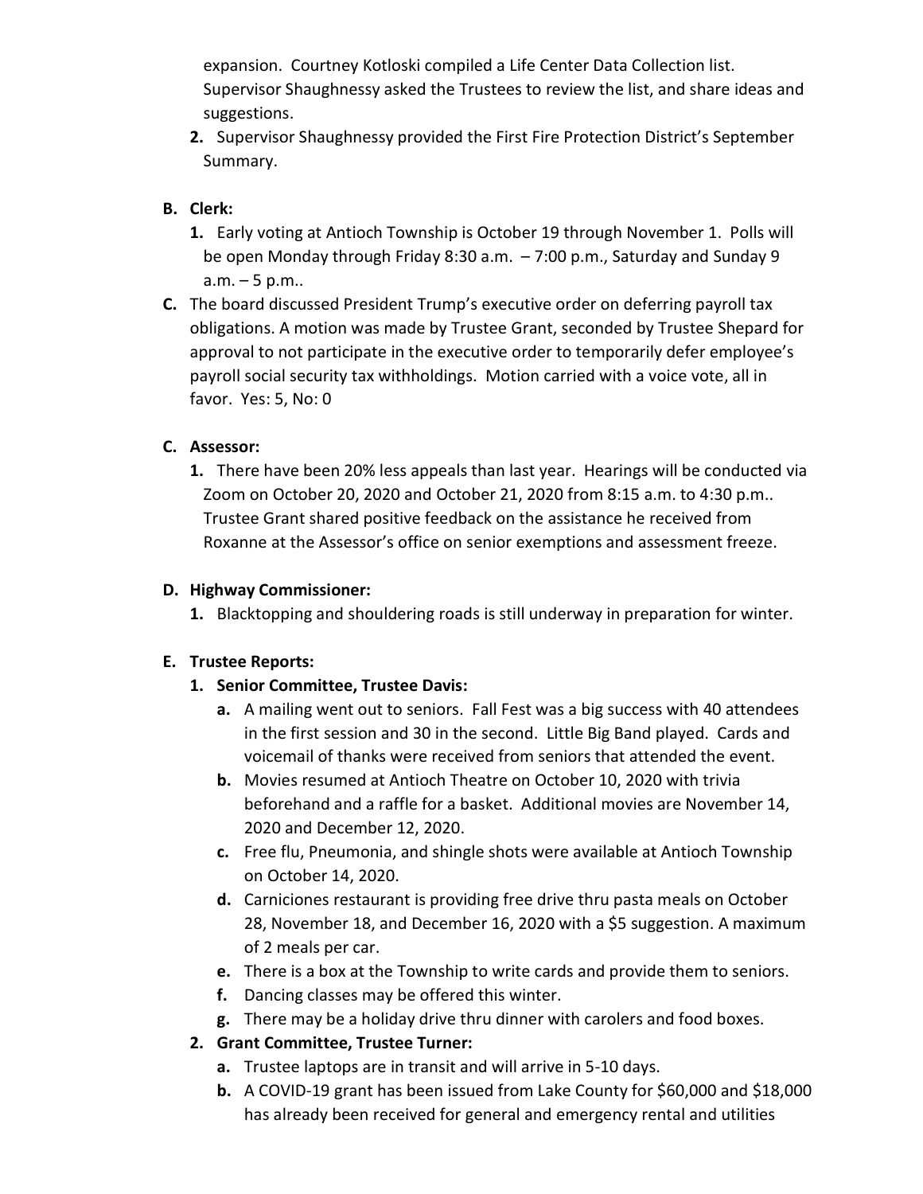expansion. Courtney Kotloski compiled a Life Center Data Collection list. Supervisor Shaughnessy asked the Trustees to review the list, and share ideas and suggestions.

2. Supervisor Shaughnessy provided the First Fire Protection District's September Summary.

**B. Clerk:**

1. Early voting at Antioch Township is October 19 through November 1. Polls will be open Monday through Friday 8:30 a.m. – 7:00 p.m., Saturday and Sunday 9 a.m. – 5 p.m..

**C.** The board discussed President Trump's executive order on deferring payroll tax obligations. A motion was made by Trustee Grant, seconded by Trustee Shepard for approval to not participate in the executive order to temporarily defer employee's payroll social security tax withholdings. Motion carried with a voice vote, all in favor. Yes: 5, No: 0

**C. Assessor:**

1. There have been 20% less appeals than last year. Hearings will be conducted via Zoom on October 20, 2020 and October 21, 2020 from 8:15 a.m. to 4:30 p.m.. Trustee Grant shared positive feedback on the assistance he received from Roxanne at the Assessor's office on senior exemptions and assessment freeze.

**D. Highway Commissioner:**

1. Blacktopping and shouldering roads is still underway in preparation for winter.

**E. Trustee Reports:**

1. **Senior Committee, Trustee Davis:**
   - **a.** A mailing went out to seniors. Fall Fest was a big success with 40 attendees in the first session and 30 in the second. Little Big Band played. Cards and voicemail of thanks were received from seniors that attended the event.
   - **b.** Movies resumed at Antioch Theatre on October 10, 2020 with trivia beforehand and a raffle for a basket. Additional movies are November 14, 2020 and December 12, 2020.
   - **c.** Free flu, Pneumonia, and shingle shots were available at Antioch Township on October 14, 2020.
   - **d.** Carniciones restaurant is providing free drive thru pasta meals on October 28, November 18, and December 16, 2020 with a $5 suggestion. A maximum of 2 meals per car.
   - **e.** There is a box at the Township to write cards and provide them to seniors.
   - **f.** Dancing classes may be offered this winter.
   - **g.** There may be a holiday drive thru dinner with carolers and food boxes.
2. **Grant Committee, Trustee Turner:**
   - **a.** Trustee laptops are in transit and will arrive in 5-10 days.
   - **b.** A COVID-19 grant has been issued from Lake County for $60,000 and $18,000 has already been received for general and emergency rental and utilities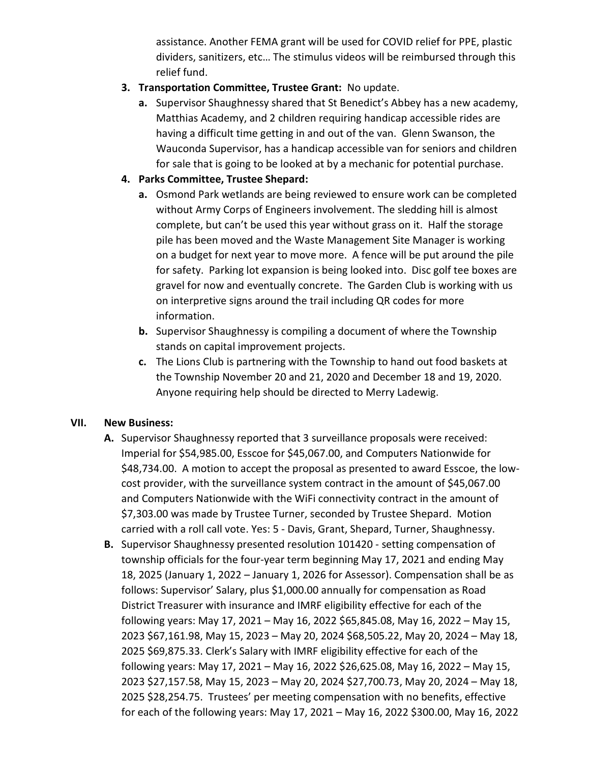assistance. Another FEMA grant will be used for COVID relief for PPE, plastic dividers, sanitizers, etc… The stimulus videos will be reimbursed through this relief fund.

3. **Transportation Committee, Trustee Grant:** No update.
   a. Supervisor Shaughnessy shared that St Benedict's Abbey has a new academy, Matthias Academy, and 2 children requiring handicap accessible rides are having a difficult time getting in and out of the van. Glenn Swanson, the Wauconda Supervisor, has a handicap accessible van for seniors and children for sale that is going to be looked at by a mechanic for potential purchase.
4. **Parks Committee, Trustee Shepard:**
   a. Osmond Park wetlands are being reviewed to ensure work can be completed without Army Corps of Engineers involvement. The sledding hill is almost complete, but can't be used this year without grass on it. Half the storage pile has been moved and the Waste Management Site Manager is working on a budget for next year to move more. A fence will be put around the pile for safety. Parking lot expansion is being looked into. Disc golf tee boxes are gravel for now and eventually concrete. The Garden Club is working with us on interpretive signs around the trail including QR codes for more information.
   b. Supervisor Shaughnessy is compiling a document of where the Township stands on capital improvement projects.
   c. The Lions Club is partnering with the Township to hand out food baskets at the Township November 20 and 21, 2020 and December 18 and 19, 2020. Anyone requiring help should be directed to Merry Ladewig.

## VII. New Business:

A. Supervisor Shaughnessy reported that 3 surveillance proposals were received: Imperial for $54,985.00, Esscoe for $45,067.00, and Computers Nationwide for $48,734.00. A motion to accept the proposal as presented to award Esscoe, the low-cost provider, with the surveillance system contract in the amount of $45,067.00 and Computers Nationwide with the WiFi connectivity contract in the amount of $7,303.00 was made by Trustee Turner, seconded by Trustee Shepard. Motion carried with a roll call vote. Yes: 5 - Davis, Grant, Shepard, Turner, Shaughnessy.

B. Supervisor Shaughnessy presented resolution 101420 - setting compensation of township officials for the four-year term beginning May 17, 2021 and ending May 18, 2025 (January 1, 2022 – January 1, 2026 for Assessor). Compensation shall be as follows: Supervisor' Salary, plus $1,000.00 annually for compensation as Road District Treasurer with insurance and IMRF eligibility effective for each of the following years: May 17, 2021 – May 16, 2022 $65,845.08, May 16, 2022 – May 15, 2023 $67,161.98, May 15, 2023 – May 20, 2024 $68,505.22, May 20, 2024 – May 18, 2025 $69,875.33. Clerk's Salary with IMRF eligibility effective for each of the following years: May 17, 2021 – May 16, 2022 $26,625.08, May 16, 2022 – May 15, 2023 $27,157.58, May 15, 2023 – May 20, 2024 $27,700.73, May 20, 2024 – May 18, 2025 $28,254.75. Trustees' per meeting compensation with no benefits, effective for each of the following years: May 17, 2021 – May 16, 2022 $300.00, May 16, 2022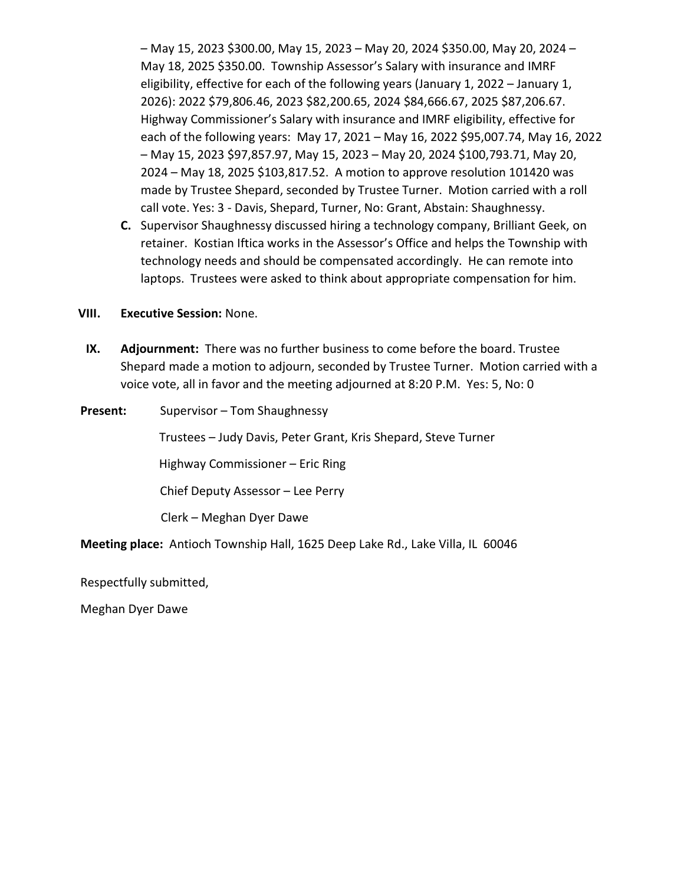– May 15, 2023 $300.00, May 15, 2023 – May 20, 2024 $350.00, May 20, 2024 – May 18, 2025 $350.00. Township Assessor's Salary with insurance and IMRF eligibility, effective for each of the following years (January 1, 2022 – January 1, 2026): 2022 $79,806.46, 2023 $82,200.65, 2024 $84,666.67, 2025 $87,206.67. Highway Commissioner's Salary with insurance and IMRF eligibility, effective for each of the following years: May 17, 2021 – May 16, 2022 $95,007.74, May 16, 2022 – May 15, 2023 $97,857.97, May 15, 2023 – May 20, 2024 $100,793.71, May 20, 2024 – May 18, 2025 $103,817.52. A motion to approve resolution 101420 was made by Trustee Shepard, seconded by Trustee Turner. Motion carried with a roll call vote. Yes: 3 - Davis, Shepard, Turner, No: Grant, Abstain: Shaughnessy.

**C.** Supervisor Shaughnessy discussed hiring a technology company, Brilliant Geek, on retainer. Kostian Iftica works in the Assessor's Office and helps the Township with technology needs and should be compensated accordingly. He can remote into laptops. Trustees were asked to think about appropriate compensation for him.

**VIII. Executive Session:** None.

**IX. Adjournment:** There was no further business to come before the board. Trustee Shepard made a motion to adjourn, seconded by Trustee Turner. Motion carried with a voice vote, all in favor and the meeting adjourned at 8:20 P.M. Yes: 5, No: 0

**Present:** Supervisor – Tom Shaughnessy

Trustees – Judy Davis, Peter Grant, Kris Shepard, Steve Turner

Highway Commissioner – Eric Ring

Chief Deputy Assessor – Lee Perry

Clerk – Meghan Dyer Dawe

**Meeting place:** Antioch Township Hall, 1625 Deep Lake Rd., Lake Villa, IL 60046

Respectfully submitted,

Meghan Dyer Dawe